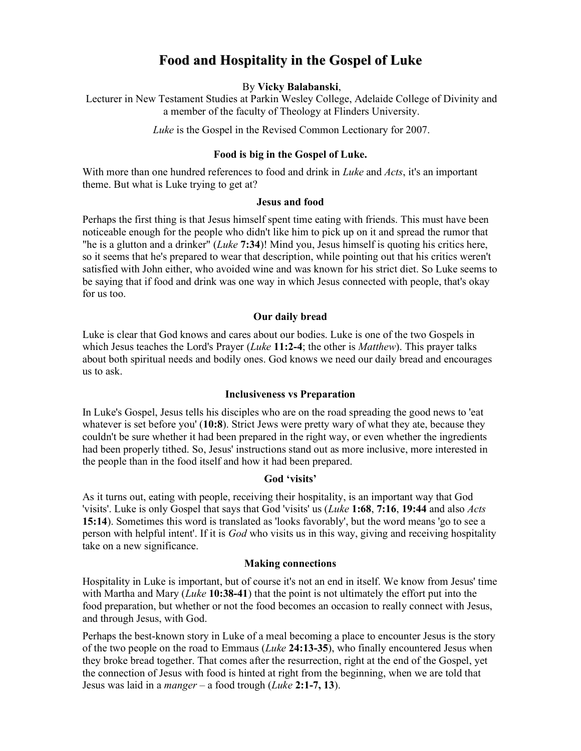# Food and Hospitality in the Gospel of Luke

By **Vicky Balabanski**,
Lecturer in New Testament Studies at Parkin Wesley College, Adelaide College of Divinity and a member of the faculty of Theology at Flinders University.

*Luke* is the Gospel in the Revised Common Lectionary for 2007.

### Food is big in the Gospel of Luke.

With more than one hundred references to food and drink in *Luke* and *Acts*, it's an important theme. But what is Luke trying to get at?

### Jesus and food

Perhaps the first thing is that Jesus himself spent time eating with friends. This must have been noticeable enough for the people who didn't like him to pick up on it and spread the rumor that "he is a glutton and a drinker" (*Luke* **7:34**)! Mind you, Jesus himself is quoting his critics here, so it seems that he's prepared to wear that description, while pointing out that his critics weren't satisfied with John either, who avoided wine and was known for his strict diet. So Luke seems to be saying that if food and drink was one way in which Jesus connected with people, that's okay for us too.

### Our daily bread

Luke is clear that God knows and cares about our bodies. Luke is one of the two Gospels in which Jesus teaches the Lord's Prayer (*Luke* **11:2-4**; the other is *Matthew*). This prayer talks about both spiritual needs and bodily ones. God knows we need our daily bread and encourages us to ask.

### Inclusiveness vs Preparation

In Luke's Gospel, Jesus tells his disciples who are on the road spreading the good news to 'eat whatever is set before you' (**10:8**). Strict Jews were pretty wary of what they ate, because they couldn't be sure whether it had been prepared in the right way, or even whether the ingredients had been properly tithed. So, Jesus' instructions stand out as more inclusive, more interested in the people than in the food itself and how it had been prepared.

### God 'visits'

As it turns out, eating with people, receiving their hospitality, is an important way that God 'visits'. Luke is only Gospel that says that God 'visits' us (*Luke* **1:68**, **7:16**, **19:44** and also *Acts* **15:14**). Sometimes this word is translated as 'looks favorably', but the word means 'go to see a person with helpful intent'. If it is *God* who visits us in this way, giving and receiving hospitality take on a new significance.

### Making connections

Hospitality in Luke is important, but of course it's not an end in itself. We know from Jesus' time with Martha and Mary (*Luke* **10:38-41**) that the point is not ultimately the effort put into the food preparation, but whether or not the food becomes an occasion to really connect with Jesus, and through Jesus, with God.

Perhaps the best-known story in Luke of a meal becoming a place to encounter Jesus is the story of the two people on the road to Emmaus (*Luke* **24:13-35**), who finally encountered Jesus when they broke bread together. That comes after the resurrection, right at the end of the Gospel, yet the connection of Jesus with food is hinted at right from the beginning, when we are told that Jesus was laid in a *manger* – a food trough (*Luke* **2:1-7, 13**).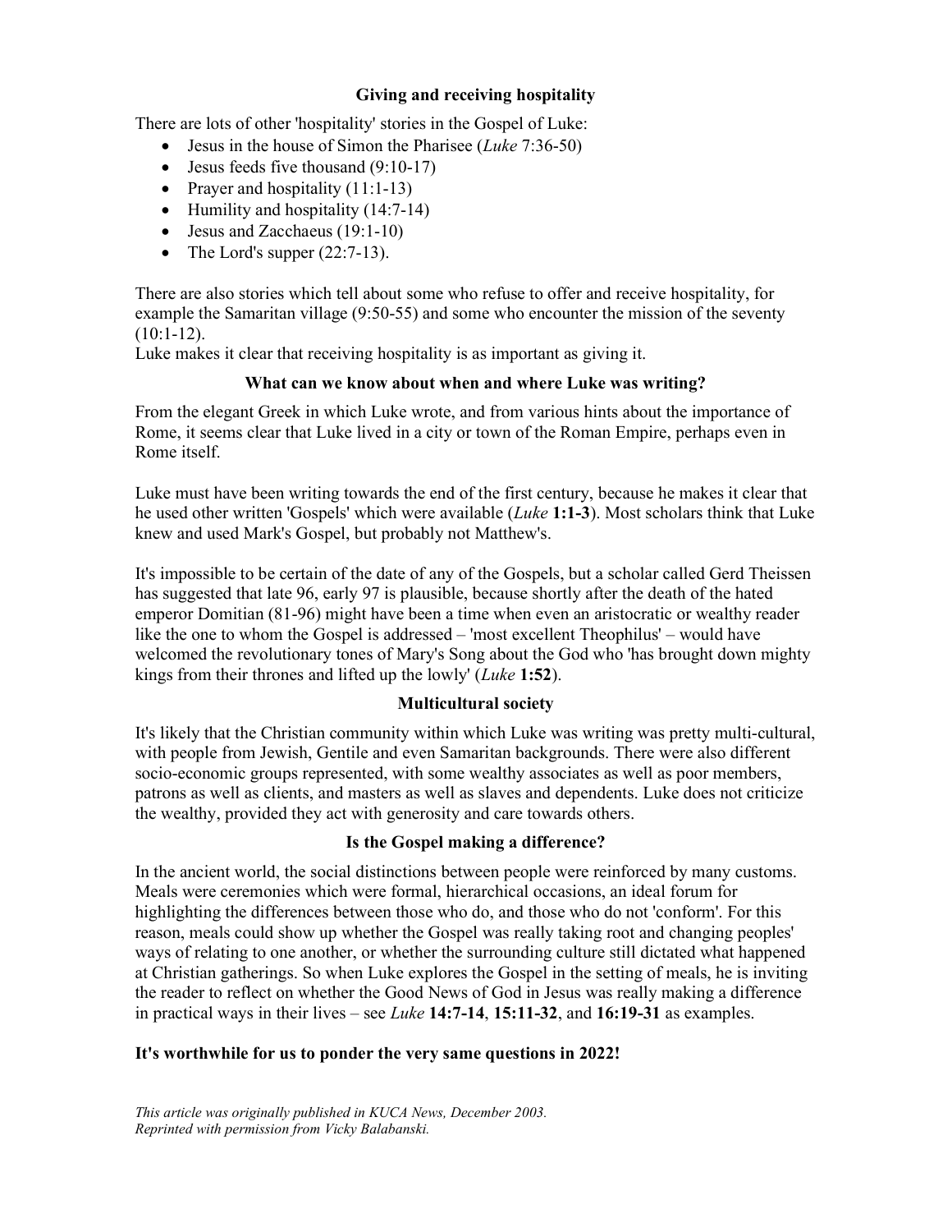### Giving and receiving hospitality

There are lots of other 'hospitality' stories in the Gospel of Luke:

- Jesus in the house of Simon the Pharisee (*Luke* 7:36-50)
- Jesus feeds five thousand (9:10-17)
- Prayer and hospitality (11:1-13)
- Humility and hospitality (14:7-14)
- Jesus and Zacchaeus (19:1-10)
- The Lord's supper (22:7-13).

There are also stories which tell about some who refuse to offer and receive hospitality, for example the Samaritan village (9:50-55) and some who encounter the mission of the seventy (10:1-12).

Luke makes it clear that receiving hospitality is as important as giving it.

### What can we know about when and where Luke was writing?

From the elegant Greek in which Luke wrote, and from various hints about the importance of Rome, it seems clear that Luke lived in a city or town of the Roman Empire, perhaps even in Rome itself.

Luke must have been writing towards the end of the first century, because he makes it clear that he used other written 'Gospels' which were available (*Luke* **1:1-3**). Most scholars think that Luke knew and used Mark's Gospel, but probably not Matthew's.

It's impossible to be certain of the date of any of the Gospels, but a scholar called Gerd Theissen has suggested that late 96, early 97 is plausible, because shortly after the death of the hated emperor Domitian (81-96) might have been a time when even an aristocratic or wealthy reader like the one to whom the Gospel is addressed – 'most excellent Theophilus' – would have welcomed the revolutionary tones of Mary's Song about the God who 'has brought down mighty kings from their thrones and lifted up the lowly' (*Luke* **1:52**).

### Multicultural society

It's likely that the Christian community within which Luke was writing was pretty multi-cultural, with people from Jewish, Gentile and even Samaritan backgrounds. There were also different socio-economic groups represented, with some wealthy associates as well as poor members, patrons as well as clients, and masters as well as slaves and dependents. Luke does not criticize the wealthy, provided they act with generosity and care towards others.

### Is the Gospel making a difference?

In the ancient world, the social distinctions between people were reinforced by many customs. Meals were ceremonies which were formal, hierarchical occasions, an ideal forum for highlighting the differences between those who do, and those who do not 'conform'. For this reason, meals could show up whether the Gospel was really taking root and changing peoples' ways of relating to one another, or whether the surrounding culture still dictated what happened at Christian gatherings. So when Luke explores the Gospel in the setting of meals, he is inviting the reader to reflect on whether the Good News of God in Jesus was really making a difference in practical ways in their lives – see *Luke* **14:7-14**, **15:11-32**, and **16:19-31** as examples.

**It's worthwhile for us to ponder the very same questions in 2022!**

*This article was originally published in KUCA News, December 2003.*
*Reprinted with permission from Vicky Balabanski.*